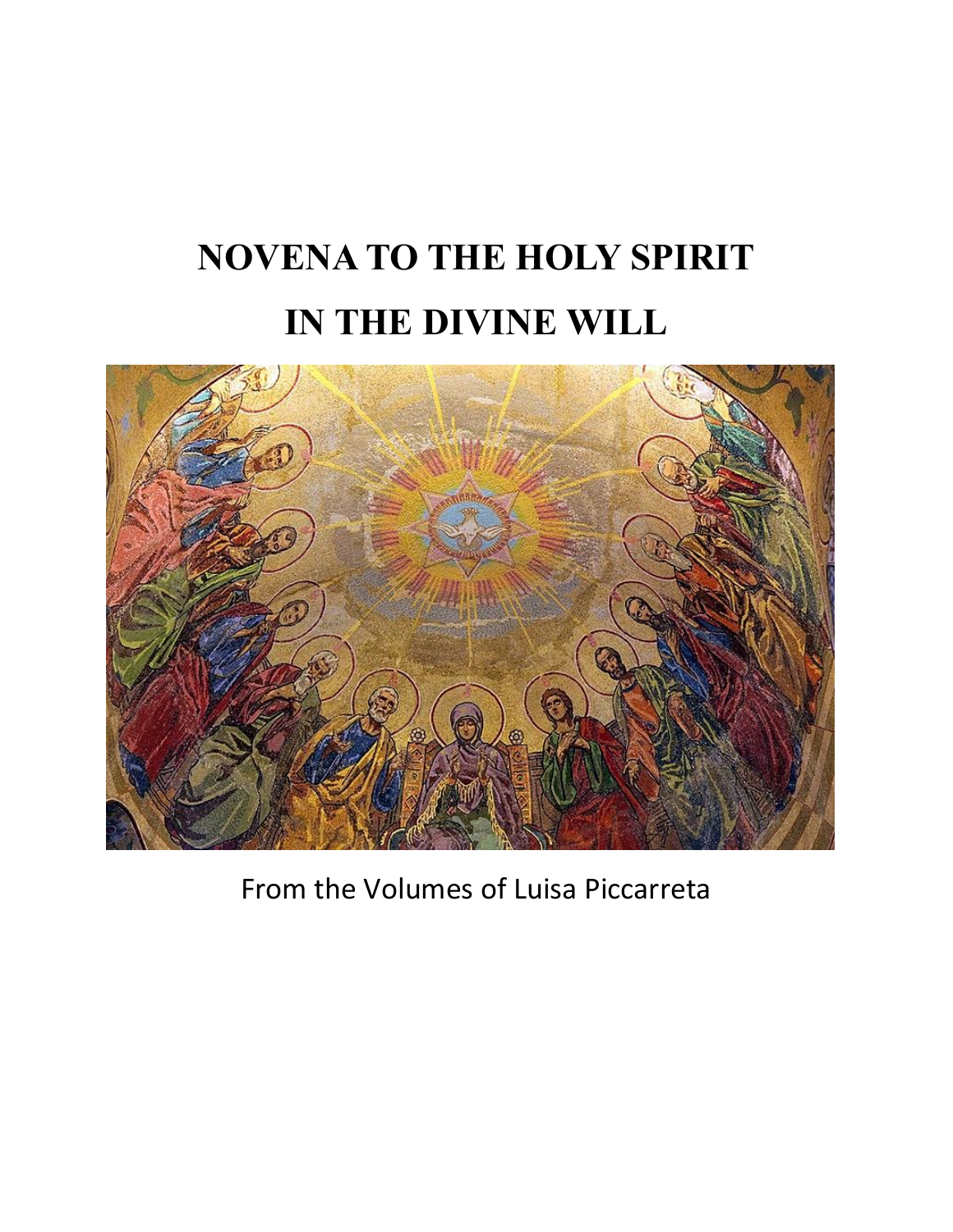# NOVENA TO THE HOLY SPIRIT
# IN THE DIVINE WILL

From the Volumes of Luisa Piccarreta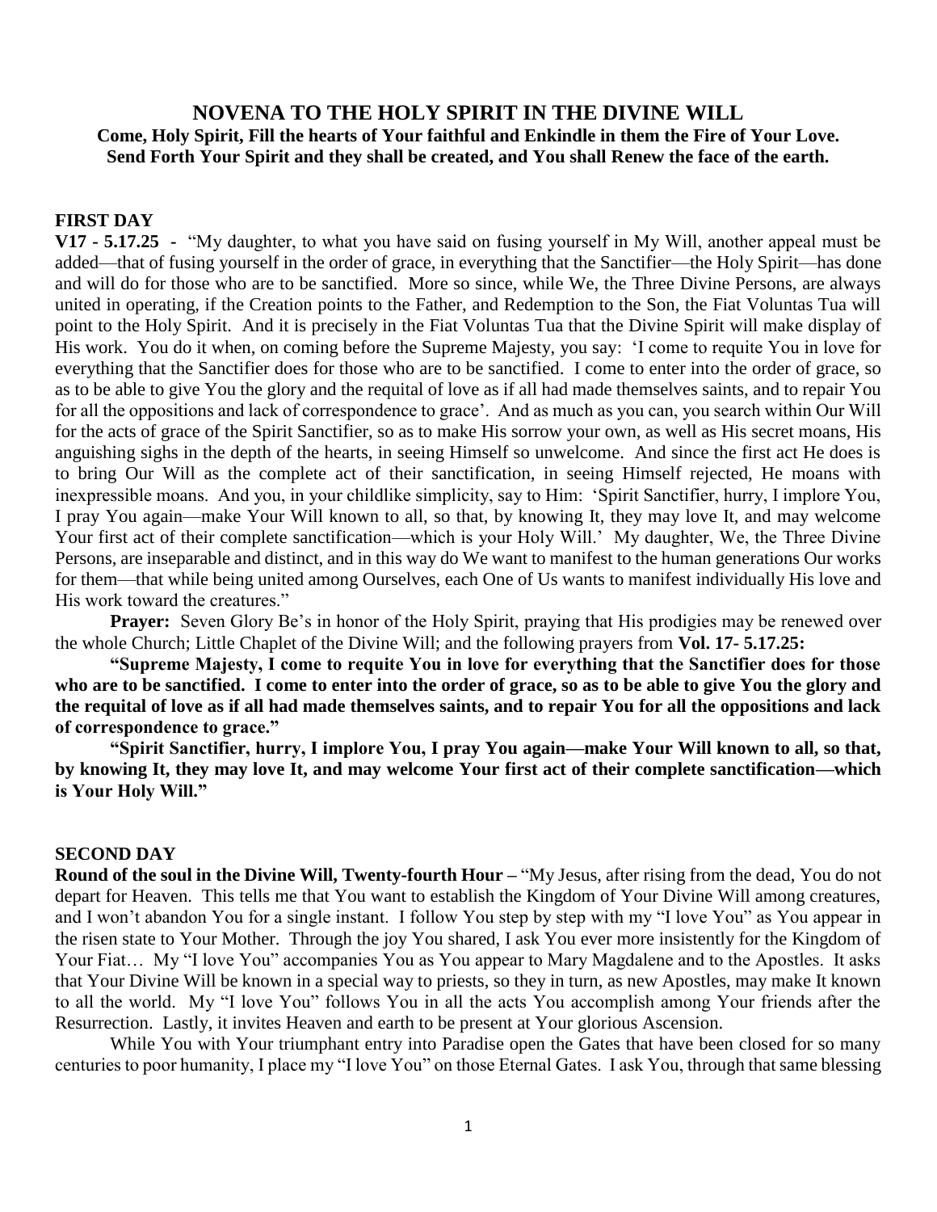## NOVENA TO THE HOLY SPIRIT IN THE DIVINE WILL

**Come, Holy Spirit, Fill the hearts of Your faithful and Enkindle in them the Fire of Your Love. Send Forth Your Spirit and they shall be created, and You shall Renew the face of the earth.**

### FIRST DAY

**V17 - 5.17.25 -** "My daughter, to what you have said on fusing yourself in My Will, another appeal must be added—that of fusing yourself in the order of grace, in everything that the Sanctifier—the Holy Spirit—has done and will do for those who are to be sanctified. More so since, while We, the Three Divine Persons, are always united in operating, if the Creation points to the Father, and Redemption to the Son, the Fiat Voluntas Tua will point to the Holy Spirit. And it is precisely in the Fiat Voluntas Tua that the Divine Spirit will make display of His work. You do it when, on coming before the Supreme Majesty, you say: 'I come to requite You in love for everything that the Sanctifier does for those who are to be sanctified. I come to enter into the order of grace, so as to be able to give You the glory and the requital of love as if all had made themselves saints, and to repair You for all the oppositions and lack of correspondence to grace'. And as much as you can, you search within Our Will for the acts of grace of the Spirit Sanctifier, so as to make His sorrow your own, as well as His secret moans, His anguishing sighs in the depth of the hearts, in seeing Himself so unwelcome. And since the first act He does is to bring Our Will as the complete act of their sanctification, in seeing Himself rejected, He moans with inexpressible moans. And you, in your childlike simplicity, say to Him: 'Spirit Sanctifier, hurry, I implore You, I pray You again—make Your Will known to all, so that, by knowing It, they may love It, and may welcome Your first act of their complete sanctification—which is your Holy Will.' My daughter, We, the Three Divine Persons, are inseparable and distinct, and in this way do We want to manifest to the human generations Our works for them—that while being united among Ourselves, each One of Us wants to manifest individually His love and His work toward the creatures."

**Prayer:** Seven Glory Be's in honor of the Holy Spirit, praying that His prodigies may be renewed over the whole Church; Little Chaplet of the Divine Will; and the following prayers from **Vol. 17- 5.17.25:**

**"Supreme Majesty, I come to requite You in love for everything that the Sanctifier does for those who are to be sanctified. I come to enter into the order of grace, so as to be able to give You the glory and the requital of love as if all had made themselves saints, and to repair You for all the oppositions and lack of correspondence to grace."**

**"Spirit Sanctifier, hurry, I implore You, I pray You again—make Your Will known to all, so that, by knowing It, they may love It, and may welcome Your first act of their complete sanctification—which is Your Holy Will."**

### SECOND DAY

**Round of the soul in the Divine Will, Twenty-fourth Hour –** "My Jesus, after rising from the dead, You do not depart for Heaven. This tells me that You want to establish the Kingdom of Your Divine Will among creatures, and I won't abandon You for a single instant. I follow You step by step with my "I love You" as You appear in the risen state to Your Mother. Through the joy You shared, I ask You ever more insistently for the Kingdom of Your Fiat… My "I love You" accompanies You as You appear to Mary Magdalene and to the Apostles. It asks that Your Divine Will be known in a special way to priests, so they in turn, as new Apostles, may make It known to all the world. My "I love You" follows You in all the acts You accomplish among Your friends after the Resurrection. Lastly, it invites Heaven and earth to be present at Your glorious Ascension.

While You with Your triumphant entry into Paradise open the Gates that have been closed for so many centuries to poor humanity, I place my "I love You" on those Eternal Gates. I ask You, through that same blessing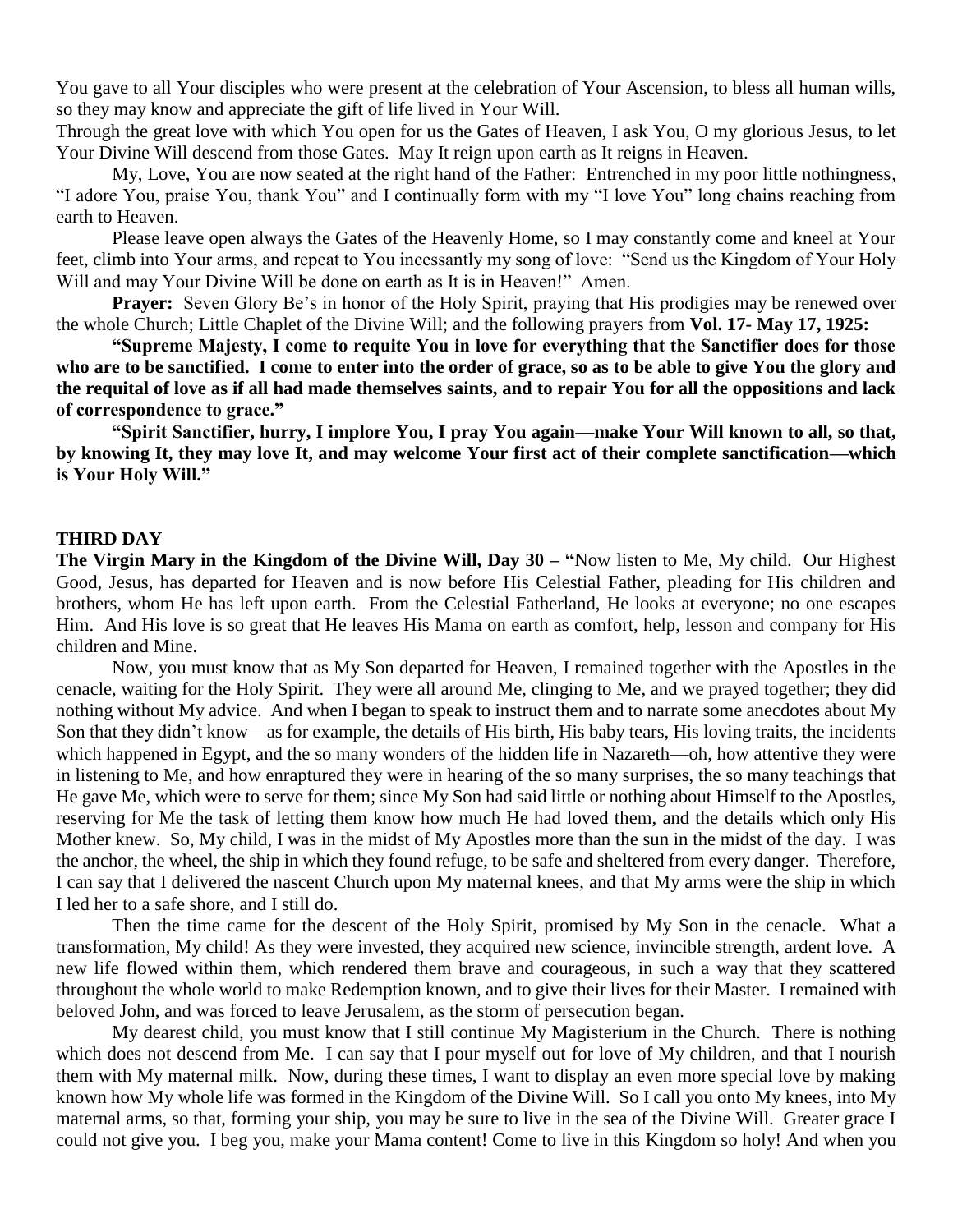You gave to all Your disciples who were present at the celebration of Your Ascension, to bless all human wills, so they may know and appreciate the gift of life lived in Your Will.

Through the great love with which You open for us the Gates of Heaven, I ask You, O my glorious Jesus, to let Your Divine Will descend from those Gates. May It reign upon earth as It reigns in Heaven.

My, Love, You are now seated at the right hand of the Father: Entrenched in my poor little nothingness, "I adore You, praise You, thank You" and I continually form with my "I love You" long chains reaching from earth to Heaven.

Please leave open always the Gates of the Heavenly Home, so I may constantly come and kneel at Your feet, climb into Your arms, and repeat to You incessantly my song of love: "Send us the Kingdom of Your Holy Will and may Your Divine Will be done on earth as It is in Heaven!" Amen.

**Prayer:** Seven Glory Be's in honor of the Holy Spirit, praying that His prodigies may be renewed over the whole Church; Little Chaplet of the Divine Will; and the following prayers from **Vol. 17- May 17, 1925:**

**"Supreme Majesty, I come to requite You in love for everything that the Sanctifier does for those who are to be sanctified. I come to enter into the order of grace, so as to be able to give You the glory and the requital of love as if all had made themselves saints, and to repair You for all the oppositions and lack of correspondence to grace."**

**"Spirit Sanctifier, hurry, I implore You, I pray You again—make Your Will known to all, so that, by knowing It, they may love It, and may welcome Your first act of their complete sanctification—which is Your Holy Will."**

## THIRD DAY

**The Virgin Mary in the Kingdom of the Divine Will, Day 30 – "**Now listen to Me, My child. Our Highest Good, Jesus, has departed for Heaven and is now before His Celestial Father, pleading for His children and brothers, whom He has left upon earth. From the Celestial Fatherland, He looks at everyone; no one escapes Him. And His love is so great that He leaves His Mama on earth as comfort, help, lesson and company for His children and Mine.

Now, you must know that as My Son departed for Heaven, I remained together with the Apostles in the cenacle, waiting for the Holy Spirit. They were all around Me, clinging to Me, and we prayed together; they did nothing without My advice. And when I began to speak to instruct them and to narrate some anecdotes about My Son that they didn't know—as for example, the details of His birth, His baby tears, His loving traits, the incidents which happened in Egypt, and the so many wonders of the hidden life in Nazareth—oh, how attentive they were in listening to Me, and how enraptured they were in hearing of the so many surprises, the so many teachings that He gave Me, which were to serve for them; since My Son had said little or nothing about Himself to the Apostles, reserving for Me the task of letting them know how much He had loved them, and the details which only His Mother knew. So, My child, I was in the midst of My Apostles more than the sun in the midst of the day. I was the anchor, the wheel, the ship in which they found refuge, to be safe and sheltered from every danger. Therefore, I can say that I delivered the nascent Church upon My maternal knees, and that My arms were the ship in which I led her to a safe shore, and I still do.

Then the time came for the descent of the Holy Spirit, promised by My Son in the cenacle. What a transformation, My child! As they were invested, they acquired new science, invincible strength, ardent love. A new life flowed within them, which rendered them brave and courageous, in such a way that they scattered throughout the whole world to make Redemption known, and to give their lives for their Master. I remained with beloved John, and was forced to leave Jerusalem, as the storm of persecution began.

My dearest child, you must know that I still continue My Magisterium in the Church. There is nothing which does not descend from Me. I can say that I pour myself out for love of My children, and that I nourish them with My maternal milk. Now, during these times, I want to display an even more special love by making known how My whole life was formed in the Kingdom of the Divine Will. So I call you onto My knees, into My maternal arms, so that, forming your ship, you may be sure to live in the sea of the Divine Will. Greater grace I could not give you. I beg you, make your Mama content! Come to live in this Kingdom so holy! And when you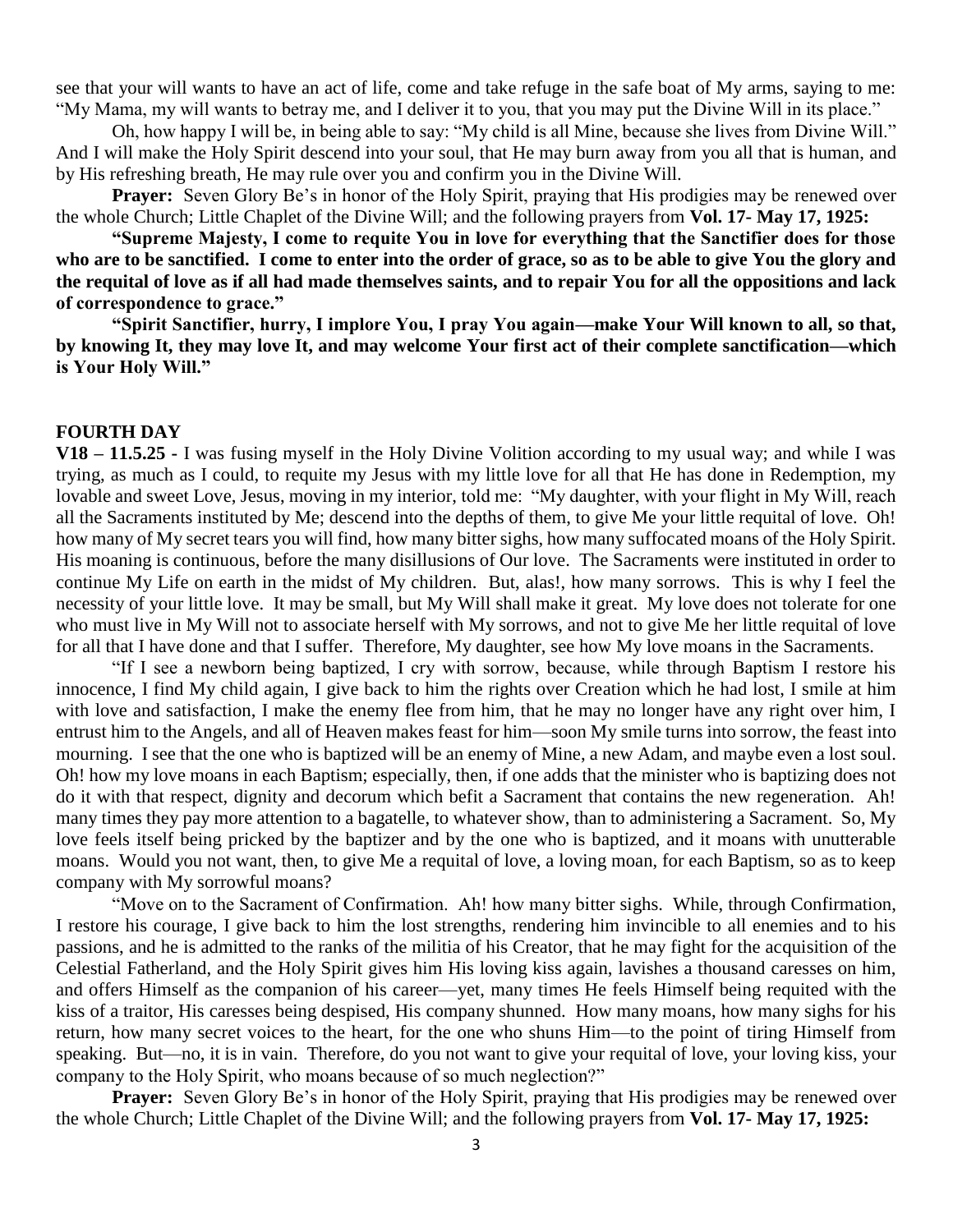see that your will wants to have an act of life, come and take refuge in the safe boat of My arms, saying to me: "My Mama, my will wants to betray me, and I deliver it to you, that you may put the Divine Will in its place."

Oh, how happy I will be, in being able to say: "My child is all Mine, because she lives from Divine Will." And I will make the Holy Spirit descend into your soul, that He may burn away from you all that is human, and by His refreshing breath, He may rule over you and confirm you in the Divine Will.

**Prayer:** Seven Glory Be's in honor of the Holy Spirit, praying that His prodigies may be renewed over the whole Church; Little Chaplet of the Divine Will; and the following prayers from **Vol. 17- May 17, 1925:**

**"Supreme Majesty, I come to requite You in love for everything that the Sanctifier does for those who are to be sanctified. I come to enter into the order of grace, so as to be able to give You the glory and the requital of love as if all had made themselves saints, and to repair You for all the oppositions and lack of correspondence to grace."**

**"Spirit Sanctifier, hurry, I implore You, I pray You again—make Your Will known to all, so that, by knowing It, they may love It, and may welcome Your first act of their complete sanctification—which is Your Holy Will."**

## FOURTH DAY

**V18 – 11.5.25 -** I was fusing myself in the Holy Divine Volition according to my usual way; and while I was trying, as much as I could, to requite my Jesus with my little love for all that He has done in Redemption, my lovable and sweet Love, Jesus, moving in my interior, told me: "My daughter, with your flight in My Will, reach all the Sacraments instituted by Me; descend into the depths of them, to give Me your little requital of love. Oh! how many of My secret tears you will find, how many bitter sighs, how many suffocated moans of the Holy Spirit. His moaning is continuous, before the many disillusions of Our love. The Sacraments were instituted in order to continue My Life on earth in the midst of My children. But, alas!, how many sorrows. This is why I feel the necessity of your little love. It may be small, but My Will shall make it great. My love does not tolerate for one who must live in My Will not to associate herself with My sorrows, and not to give Me her little requital of love for all that I have done and that I suffer. Therefore, My daughter, see how My love moans in the Sacraments.

"If I see a newborn being baptized, I cry with sorrow, because, while through Baptism I restore his innocence, I find My child again, I give back to him the rights over Creation which he had lost, I smile at him with love and satisfaction, I make the enemy flee from him, that he may no longer have any right over him, I entrust him to the Angels, and all of Heaven makes feast for him—soon My smile turns into sorrow, the feast into mourning. I see that the one who is baptized will be an enemy of Mine, a new Adam, and maybe even a lost soul. Oh! how my love moans in each Baptism; especially, then, if one adds that the minister who is baptizing does not do it with that respect, dignity and decorum which befit a Sacrament that contains the new regeneration. Ah! many times they pay more attention to a bagatelle, to whatever show, than to administering a Sacrament. So, My love feels itself being pricked by the baptizer and by the one who is baptized, and it moans with unutterable moans. Would you not want, then, to give Me a requital of love, a loving moan, for each Baptism, so as to keep company with My sorrowful moans?

"Move on to the Sacrament of Confirmation. Ah! how many bitter sighs. While, through Confirmation, I restore his courage, I give back to him the lost strengths, rendering him invincible to all enemies and to his passions, and he is admitted to the ranks of the militia of his Creator, that he may fight for the acquisition of the Celestial Fatherland, and the Holy Spirit gives him His loving kiss again, lavishes a thousand caresses on him, and offers Himself as the companion of his career—yet, many times He feels Himself being requited with the kiss of a traitor, His caresses being despised, His company shunned. How many moans, how many sighs for his return, how many secret voices to the heart, for the one who shuns Him—to the point of tiring Himself from speaking. But—no, it is in vain. Therefore, do you not want to give your requital of love, your loving kiss, your company to the Holy Spirit, who moans because of so much neglection?"

**Prayer:** Seven Glory Be's in honor of the Holy Spirit, praying that His prodigies may be renewed over the whole Church; Little Chaplet of the Divine Will; and the following prayers from **Vol. 17- May 17, 1925:**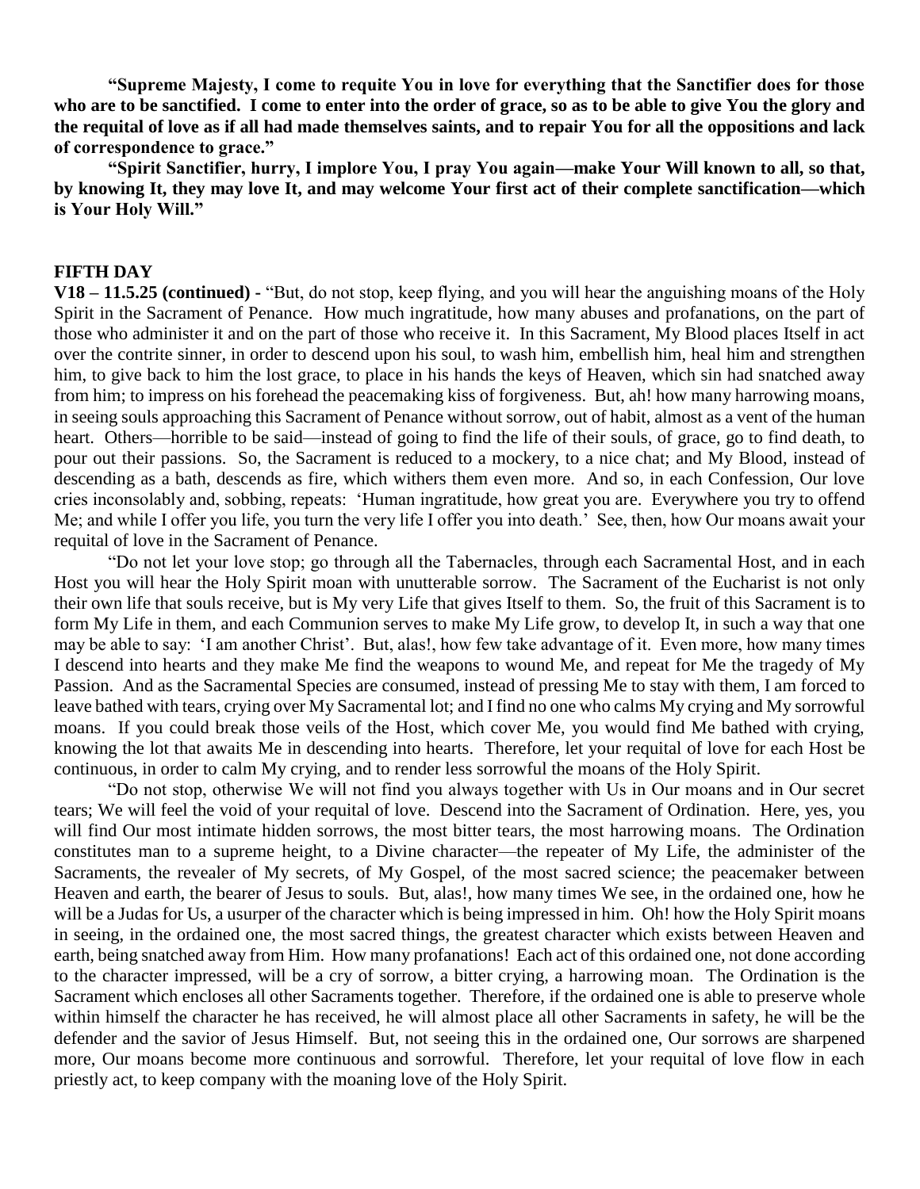**"Supreme Majesty, I come to requite You in love for everything that the Sanctifier does for those who are to be sanctified. I come to enter into the order of grace, so as to be able to give You the glory and the requital of love as if all had made themselves saints, and to repair You for all the oppositions and lack of correspondence to grace."**

**"Spirit Sanctifier, hurry, I implore You, I pray You again—make Your Will known to all, so that, by knowing It, they may love It, and may welcome Your first act of their complete sanctification—which is Your Holy Will."**

## FIFTH DAY

**V18 – 11.5.25 (continued) -** "But, do not stop, keep flying, and you will hear the anguishing moans of the Holy Spirit in the Sacrament of Penance. How much ingratitude, how many abuses and profanations, on the part of those who administer it and on the part of those who receive it. In this Sacrament, My Blood places Itself in act over the contrite sinner, in order to descend upon his soul, to wash him, embellish him, heal him and strengthen him, to give back to him the lost grace, to place in his hands the keys of Heaven, which sin had snatched away from him; to impress on his forehead the peacemaking kiss of forgiveness. But, ah! how many harrowing moans, in seeing souls approaching this Sacrament of Penance without sorrow, out of habit, almost as a vent of the human heart. Others—horrible to be said—instead of going to find the life of their souls, of grace, go to find death, to pour out their passions. So, the Sacrament is reduced to a mockery, to a nice chat; and My Blood, instead of descending as a bath, descends as fire, which withers them even more. And so, in each Confession, Our love cries inconsolably and, sobbing, repeats: 'Human ingratitude, how great you are. Everywhere you try to offend Me; and while I offer you life, you turn the very life I offer you into death.' See, then, how Our moans await your requital of love in the Sacrament of Penance.

"Do not let your love stop; go through all the Tabernacles, through each Sacramental Host, and in each Host you will hear the Holy Spirit moan with unutterable sorrow. The Sacrament of the Eucharist is not only their own life that souls receive, but is My very Life that gives Itself to them. So, the fruit of this Sacrament is to form My Life in them, and each Communion serves to make My Life grow, to develop It, in such a way that one may be able to say: 'I am another Christ'. But, alas!, how few take advantage of it. Even more, how many times I descend into hearts and they make Me find the weapons to wound Me, and repeat for Me the tragedy of My Passion. And as the Sacramental Species are consumed, instead of pressing Me to stay with them, I am forced to leave bathed with tears, crying over My Sacramental lot; and I find no one who calms My crying and My sorrowful moans. If you could break those veils of the Host, which cover Me, you would find Me bathed with crying, knowing the lot that awaits Me in descending into hearts. Therefore, let your requital of love for each Host be continuous, in order to calm My crying, and to render less sorrowful the moans of the Holy Spirit.

"Do not stop, otherwise We will not find you always together with Us in Our moans and in Our secret tears; We will feel the void of your requital of love. Descend into the Sacrament of Ordination. Here, yes, you will find Our most intimate hidden sorrows, the most bitter tears, the most harrowing moans. The Ordination constitutes man to a supreme height, to a Divine character—the repeater of My Life, the administer of the Sacraments, the revealer of My secrets, of My Gospel, of the most sacred science; the peacemaker between Heaven and earth, the bearer of Jesus to souls. But, alas!, how many times We see, in the ordained one, how he will be a Judas for Us, a usurper of the character which is being impressed in him. Oh! how the Holy Spirit moans in seeing, in the ordained one, the most sacred things, the greatest character which exists between Heaven and earth, being snatched away from Him. How many profanations! Each act of this ordained one, not done according to the character impressed, will be a cry of sorrow, a bitter crying, a harrowing moan. The Ordination is the Sacrament which encloses all other Sacraments together. Therefore, if the ordained one is able to preserve whole within himself the character he has received, he will almost place all other Sacraments in safety, he will be the defender and the savior of Jesus Himself. But, not seeing this in the ordained one, Our sorrows are sharpened more, Our moans become more continuous and sorrowful. Therefore, let your requital of love flow in each priestly act, to keep company with the moaning love of the Holy Spirit.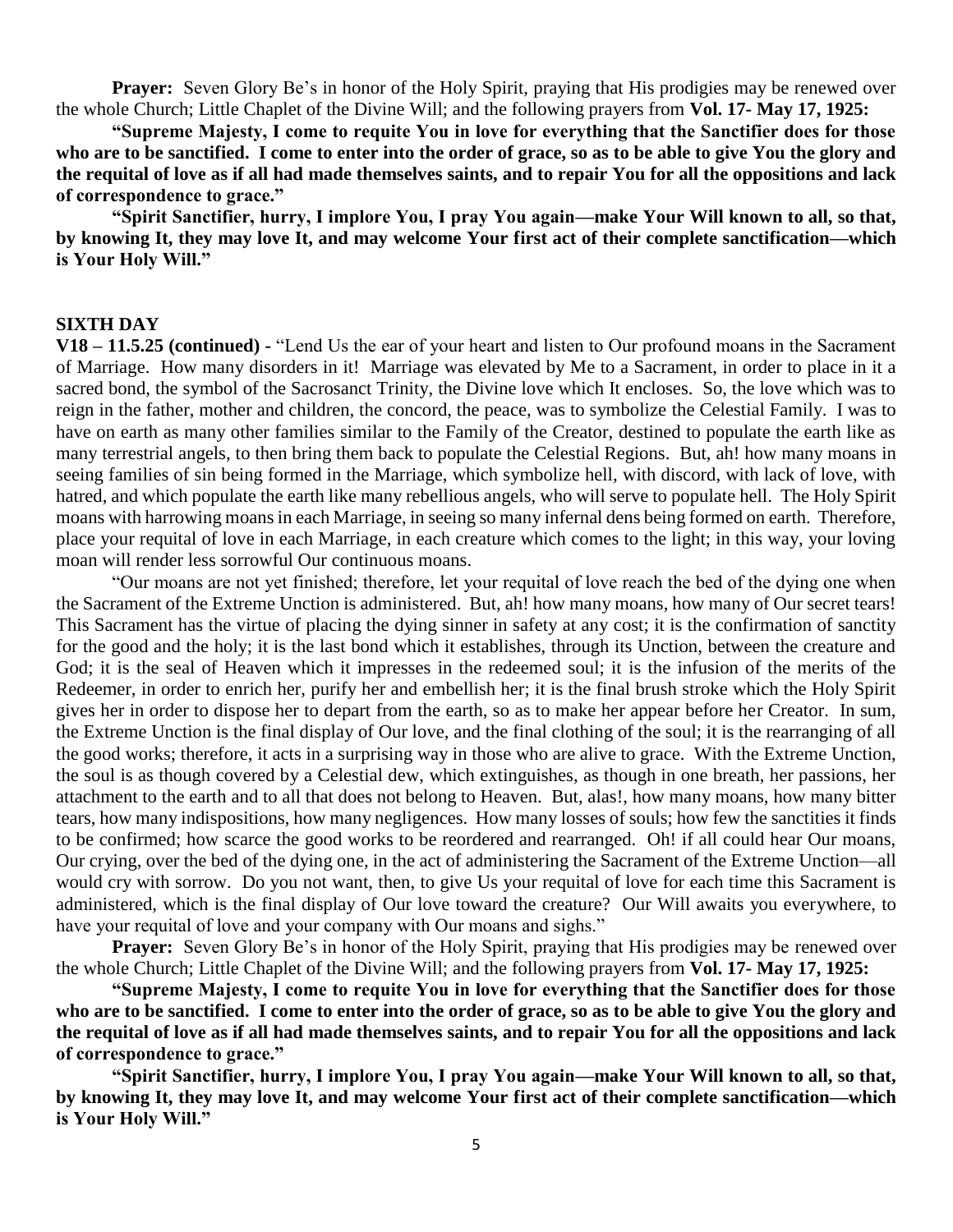**Prayer:** Seven Glory Be's in honor of the Holy Spirit, praying that His prodigies may be renewed over the whole Church; Little Chaplet of the Divine Will; and the following prayers from **Vol. 17- May 17, 1925:**

**"Supreme Majesty, I come to requite You in love for everything that the Sanctifier does for those who are to be sanctified. I come to enter into the order of grace, so as to be able to give You the glory and the requital of love as if all had made themselves saints, and to repair You for all the oppositions and lack of correspondence to grace."**

**"Spirit Sanctifier, hurry, I implore You, I pray You again—make Your Will known to all, so that, by knowing It, they may love It, and may welcome Your first act of their complete sanctification—which is Your Holy Will."**

## SIXTH DAY

**V18 – 11.5.25 (continued) -** "Lend Us the ear of your heart and listen to Our profound moans in the Sacrament of Marriage. How many disorders in it! Marriage was elevated by Me to a Sacrament, in order to place in it a sacred bond, the symbol of the Sacrosanct Trinity, the Divine love which It encloses. So, the love which was to reign in the father, mother and children, the concord, the peace, was to symbolize the Celestial Family. I was to have on earth as many other families similar to the Family of the Creator, destined to populate the earth like as many terrestrial angels, to then bring them back to populate the Celestial Regions. But, ah! how many moans in seeing families of sin being formed in the Marriage, which symbolize hell, with discord, with lack of love, with hatred, and which populate the earth like many rebellious angels, who will serve to populate hell. The Holy Spirit moans with harrowing moans in each Marriage, in seeing so many infernal dens being formed on earth. Therefore, place your requital of love in each Marriage, in each creature which comes to the light; in this way, your loving moan will render less sorrowful Our continuous moans.

"Our moans are not yet finished; therefore, let your requital of love reach the bed of the dying one when the Sacrament of the Extreme Unction is administered. But, ah! how many moans, how many of Our secret tears! This Sacrament has the virtue of placing the dying sinner in safety at any cost; it is the confirmation of sanctity for the good and the holy; it is the last bond which it establishes, through its Unction, between the creature and God; it is the seal of Heaven which it impresses in the redeemed soul; it is the infusion of the merits of the Redeemer, in order to enrich her, purify her and embellish her; it is the final brush stroke which the Holy Spirit gives her in order to dispose her to depart from the earth, so as to make her appear before her Creator. In sum, the Extreme Unction is the final display of Our love, and the final clothing of the soul; it is the rearranging of all the good works; therefore, it acts in a surprising way in those who are alive to grace. With the Extreme Unction, the soul is as though covered by a Celestial dew, which extinguishes, as though in one breath, her passions, her attachment to the earth and to all that does not belong to Heaven. But, alas!, how many moans, how many bitter tears, how many indispositions, how many negligences. How many losses of souls; how few the sanctities it finds to be confirmed; how scarce the good works to be reordered and rearranged. Oh! if all could hear Our moans, Our crying, over the bed of the dying one, in the act of administering the Sacrament of the Extreme Unction—all would cry with sorrow. Do you not want, then, to give Us your requital of love for each time this Sacrament is administered, which is the final display of Our love toward the creature? Our Will awaits you everywhere, to have your requital of love and your company with Our moans and sighs."

**Prayer:** Seven Glory Be's in honor of the Holy Spirit, praying that His prodigies may be renewed over the whole Church; Little Chaplet of the Divine Will; and the following prayers from **Vol. 17- May 17, 1925:**

**"Supreme Majesty, I come to requite You in love for everything that the Sanctifier does for those who are to be sanctified. I come to enter into the order of grace, so as to be able to give You the glory and the requital of love as if all had made themselves saints, and to repair You for all the oppositions and lack of correspondence to grace."**

**"Spirit Sanctifier, hurry, I implore You, I pray You again—make Your Will known to all, so that, by knowing It, they may love It, and may welcome Your first act of their complete sanctification—which is Your Holy Will."**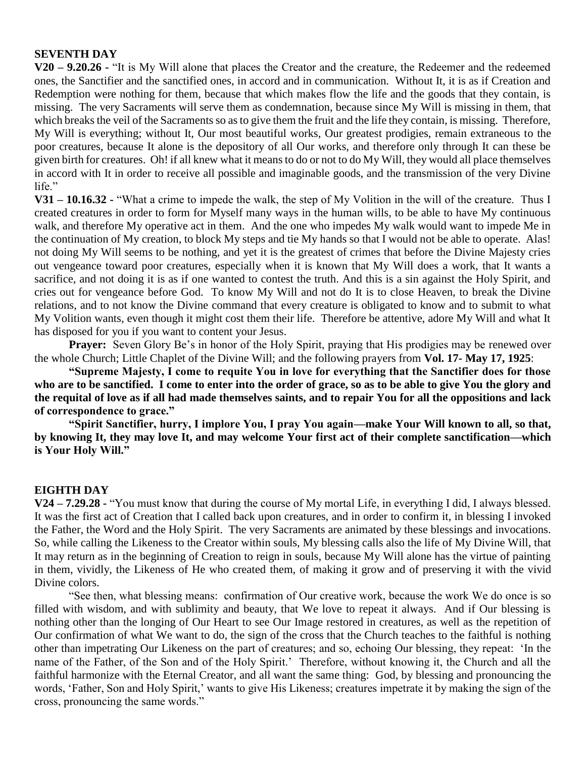**SEVENTH DAY**

**V20 – 9.20.26 -** "It is My Will alone that places the Creator and the creature, the Redeemer and the redeemed ones, the Sanctifier and the sanctified ones, in accord and in communication. Without It, it is as if Creation and Redemption were nothing for them, because that which makes flow the life and the goods that they contain, is missing. The very Sacraments will serve them as condemnation, because since My Will is missing in them, that which breaks the veil of the Sacraments so as to give them the fruit and the life they contain, is missing. Therefore, My Will is everything; without It, Our most beautiful works, Our greatest prodigies, remain extraneous to the poor creatures, because It alone is the depository of all Our works, and therefore only through It can these be given birth for creatures. Oh! if all knew what it means to do or not to do My Will, they would all place themselves in accord with It in order to receive all possible and imaginable goods, and the transmission of the very Divine life."

**V31 – 10.16.32 -** "What a crime to impede the walk, the step of My Volition in the will of the creature. Thus I created creatures in order to form for Myself many ways in the human wills, to be able to have My continuous walk, and therefore My operative act in them. And the one who impedes My walk would want to impede Me in the continuation of My creation, to block My steps and tie My hands so that I would not be able to operate. Alas! not doing My Will seems to be nothing, and yet it is the greatest of crimes that before the Divine Majesty cries out vengeance toward poor creatures, especially when it is known that My Will does a work, that It wants a sacrifice, and not doing it is as if one wanted to contest the truth. And this is a sin against the Holy Spirit, and cries out for vengeance before God. To know My Will and not do It is to close Heaven, to break the Divine relations, and to not know the Divine command that every creature is obligated to know and to submit to what My Volition wants, even though it might cost them their life. Therefore be attentive, adore My Will and what It has disposed for you if you want to content your Jesus.

**Prayer:** Seven Glory Be's in honor of the Holy Spirit, praying that His prodigies may be renewed over the whole Church; Little Chaplet of the Divine Will; and the following prayers from **Vol. 17- May 17, 1925**:

**"Supreme Majesty, I come to requite You in love for everything that the Sanctifier does for those who are to be sanctified. I come to enter into the order of grace, so as to be able to give You the glory and the requital of love as if all had made themselves saints, and to repair You for all the oppositions and lack of correspondence to grace."**

**"Spirit Sanctifier, hurry, I implore You, I pray You again—make Your Will known to all, so that, by knowing It, they may love It, and may welcome Your first act of their complete sanctification—which is Your Holy Will."**

**EIGHTH DAY**

**V24 – 7.29.28 -** "You must know that during the course of My mortal Life, in everything I did, I always blessed. It was the first act of Creation that I called back upon creatures, and in order to confirm it, in blessing I invoked the Father, the Word and the Holy Spirit. The very Sacraments are animated by these blessings and invocations. So, while calling the Likeness to the Creator within souls, My blessing calls also the life of My Divine Will, that It may return as in the beginning of Creation to reign in souls, because My Will alone has the virtue of painting in them, vividly, the Likeness of He who created them, of making it grow and of preserving it with the vivid Divine colors.

"See then, what blessing means: confirmation of Our creative work, because the work We do once is so filled with wisdom, and with sublimity and beauty, that We love to repeat it always. And if Our blessing is nothing other than the longing of Our Heart to see Our Image restored in creatures, as well as the repetition of Our confirmation of what We want to do, the sign of the cross that the Church teaches to the faithful is nothing other than impetrating Our Likeness on the part of creatures; and so, echoing Our blessing, they repeat: 'In the name of the Father, of the Son and of the Holy Spirit.' Therefore, without knowing it, the Church and all the faithful harmonize with the Eternal Creator, and all want the same thing: God, by blessing and pronouncing the words, 'Father, Son and Holy Spirit,' wants to give His Likeness; creatures impetrate it by making the sign of the cross, pronouncing the same words."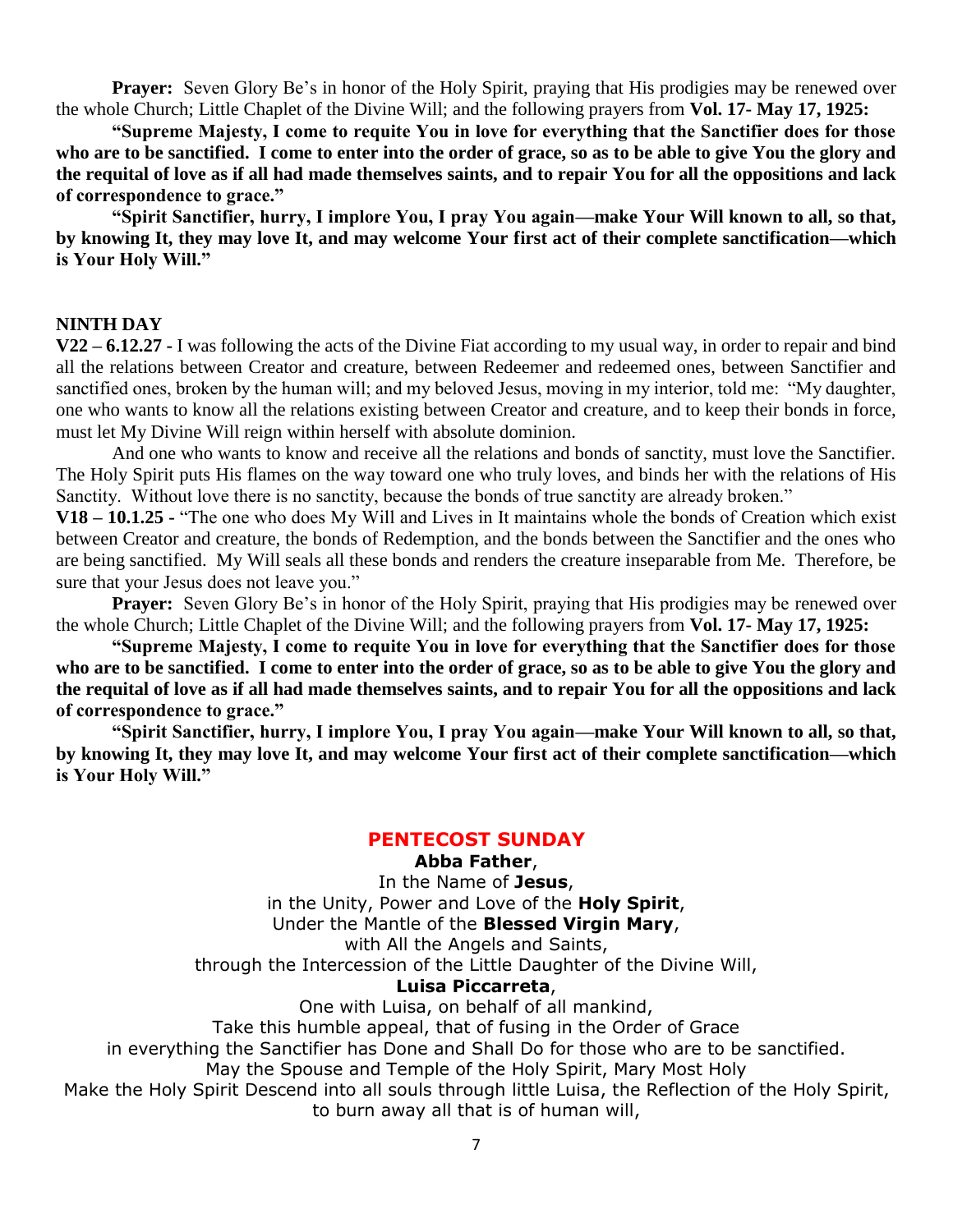**Prayer:** Seven Glory Be's in honor of the Holy Spirit, praying that His prodigies may be renewed over the whole Church; Little Chaplet of the Divine Will; and the following prayers from **Vol. 17- May 17, 1925:**

**"Supreme Majesty, I come to requite You in love for everything that the Sanctifier does for those who are to be sanctified. I come to enter into the order of grace, so as to be able to give You the glory and the requital of love as if all had made themselves saints, and to repair You for all the oppositions and lack of correspondence to grace."**

**"Spirit Sanctifier, hurry, I implore You, I pray You again—make Your Will known to all, so that, by knowing It, they may love It, and may welcome Your first act of their complete sanctification—which is Your Holy Will."**

## NINTH DAY

**V22 – 6.12.27 -** I was following the acts of the Divine Fiat according to my usual way, in order to repair and bind all the relations between Creator and creature, between Redeemer and redeemed ones, between Sanctifier and sanctified ones, broken by the human will; and my beloved Jesus, moving in my interior, told me: "My daughter, one who wants to know all the relations existing between Creator and creature, and to keep their bonds in force, must let My Divine Will reign within herself with absolute dominion.

And one who wants to know and receive all the relations and bonds of sanctity, must love the Sanctifier. The Holy Spirit puts His flames on the way toward one who truly loves, and binds her with the relations of His Sanctity. Without love there is no sanctity, because the bonds of true sanctity are already broken."

**V18 – 10.1.25 -** "The one who does My Will and Lives in It maintains whole the bonds of Creation which exist between Creator and creature, the bonds of Redemption, and the bonds between the Sanctifier and the ones who are being sanctified. My Will seals all these bonds and renders the creature inseparable from Me. Therefore, be sure that your Jesus does not leave you."

**Prayer:** Seven Glory Be's in honor of the Holy Spirit, praying that His prodigies may be renewed over the whole Church; Little Chaplet of the Divine Will; and the following prayers from **Vol. 17- May 17, 1925:**

**"Supreme Majesty, I come to requite You in love for everything that the Sanctifier does for those who are to be sanctified. I come to enter into the order of grace, so as to be able to give You the glory and the requital of love as if all had made themselves saints, and to repair You for all the oppositions and lack of correspondence to grace."**

**"Spirit Sanctifier, hurry, I implore You, I pray You again—make Your Will known to all, so that, by knowing It, they may love It, and may welcome Your first act of their complete sanctification—which is Your Holy Will."**

## PENTECOST SUNDAY

**Abba Father**,
In the Name of **Jesus**,
in the Unity, Power and Love of the **Holy Spirit**,
Under the Mantle of the **Blessed Virgin Mary**,
with All the Angels and Saints,
through the Intercession of the Little Daughter of the Divine Will,
**Luisa Piccarreta**,
One with Luisa, on behalf of all mankind,
Take this humble appeal, that of fusing in the Order of Grace
in everything the Sanctifier has Done and Shall Do for those who are to be sanctified.
May the Spouse and Temple of the Holy Spirit, Mary Most Holy
Make the Holy Spirit Descend into all souls through little Luisa, the Reflection of the Holy Spirit,
to burn away all that is of human will,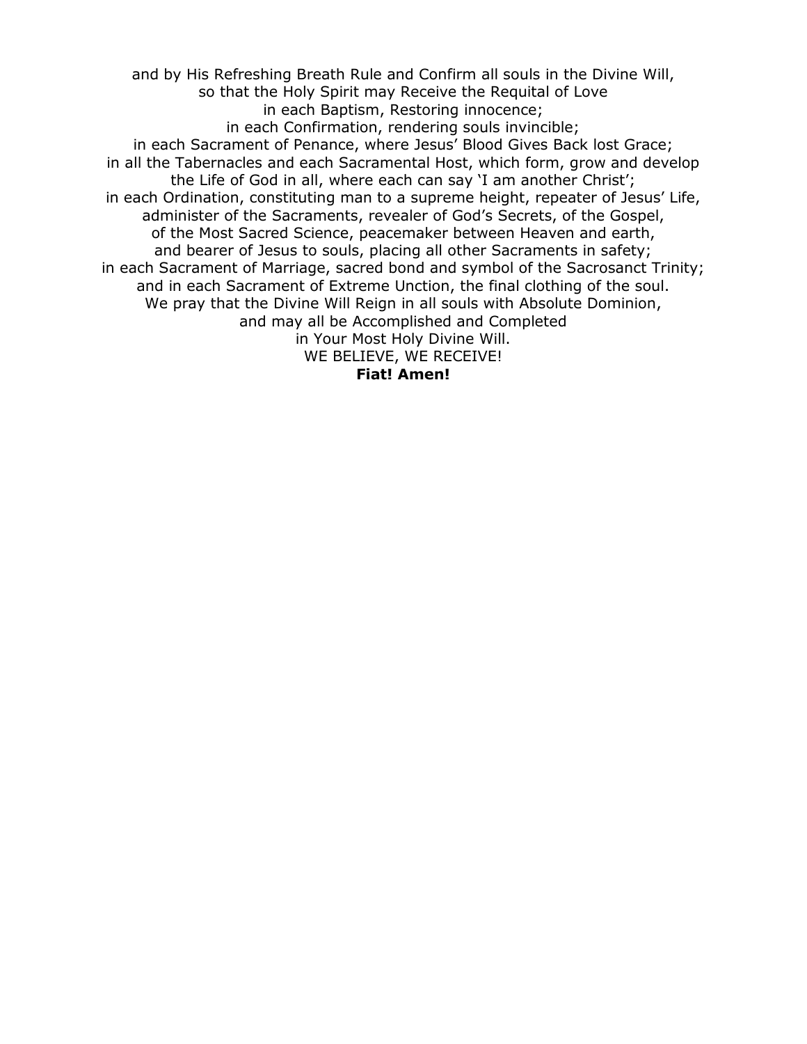and by His Refreshing Breath Rule and Confirm all souls in the Divine Will,
so that the Holy Spirit may Receive the Requital of Love
in each Baptism, Restoring innocence;
in each Confirmation, rendering souls invincible;
in each Sacrament of Penance, where Jesus' Blood Gives Back lost Grace;
in all the Tabernacles and each Sacramental Host, which form, grow and develop
the Life of God in all, where each can say 'I am another Christ';
in each Ordination, constituting man to a supreme height, repeater of Jesus' Life,
administer of the Sacraments, revealer of God's Secrets, of the Gospel,
of the Most Sacred Science, peacemaker between Heaven and earth,
and bearer of Jesus to souls, placing all other Sacraments in safety;
in each Sacrament of Marriage, sacred bond and symbol of the Sacrosanct Trinity;
and in each Sacrament of Extreme Unction, the final clothing of the soul.
We pray that the Divine Will Reign in all souls with Absolute Dominion,
and may all be Accomplished and Completed
in Your Most Holy Divine Will.
WE BELIEVE, WE RECEIVE!
**Fiat! Amen!**